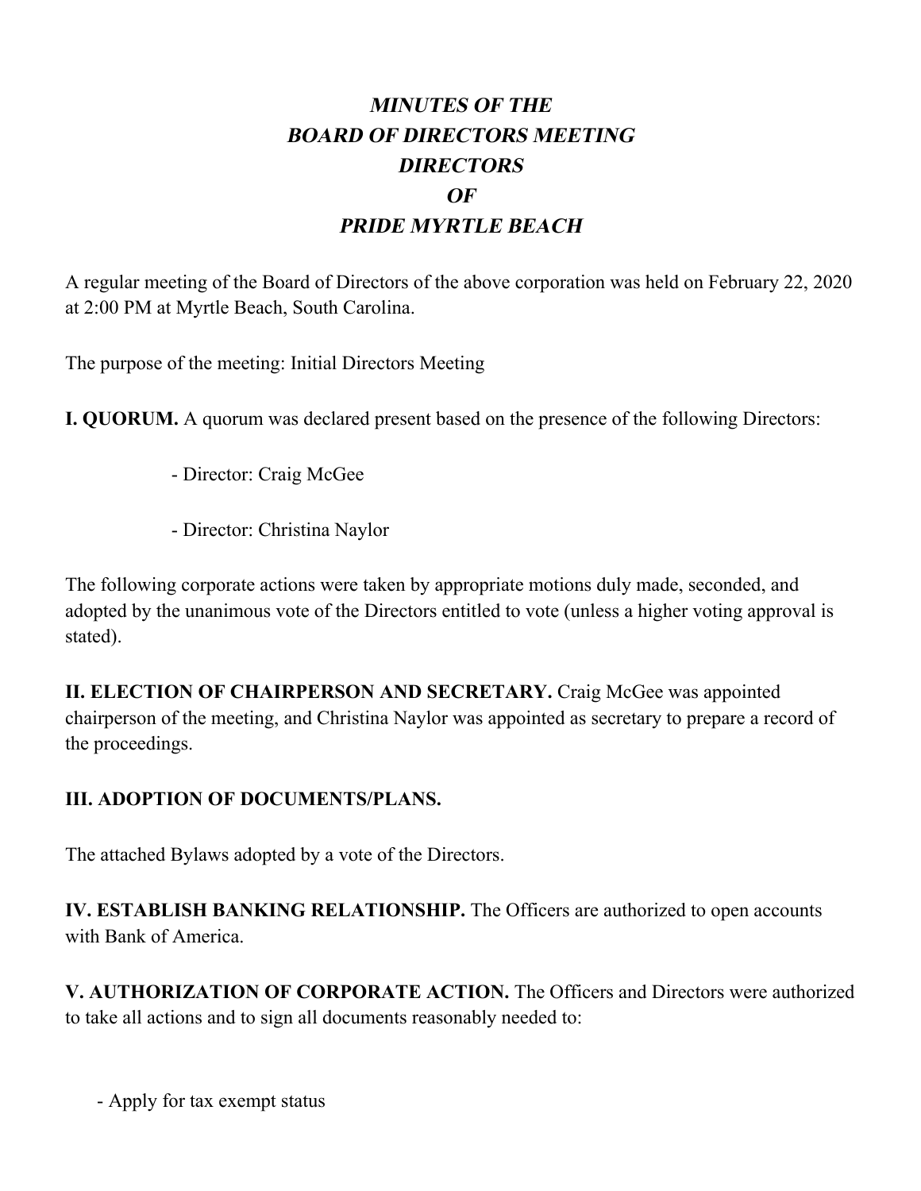# *MINUTES OF THE*
# *BOARD OF DIRECTORS MEETING*
# *DIRECTORS*
# *OF*
# *PRIDE MYRTLE BEACH*

A regular meeting of the Board of Directors of the above corporation was held on February 22, 2020 at 2:00 PM at Myrtle Beach, South Carolina.

The purpose of the meeting: Initial Directors Meeting

**I. QUORUM.** A quorum was declared present based on the presence of the following Directors:

- Director: Craig McGee
- Director: Christina Naylor

The following corporate actions were taken by appropriate motions duly made, seconded, and adopted by the unanimous vote of the Directors entitled to vote (unless a higher voting approval is stated).

**II. ELECTION OF CHAIRPERSON AND SECRETARY.** Craig McGee was appointed chairperson of the meeting, and Christina Naylor was appointed as secretary to prepare a record of the proceedings.

**III. ADOPTION OF DOCUMENTS/PLANS.**

The attached Bylaws adopted by a vote of the Directors.

**IV. ESTABLISH BANKING RELATIONSHIP.** The Officers are authorized to open accounts with Bank of America.

**V. AUTHORIZATION OF CORPORATE ACTION.** The Officers and Directors were authorized to take all actions and to sign all documents reasonably needed to:

- Apply for tax exempt status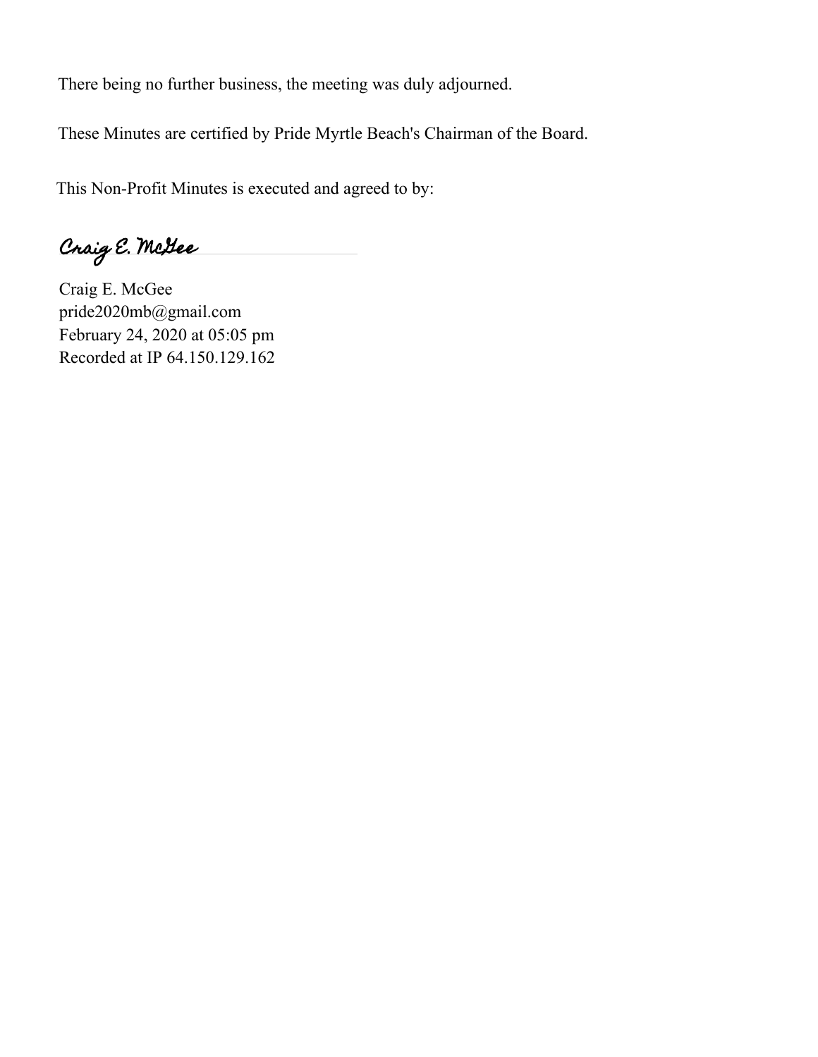There being no further business, the meeting was duly adjourned.

These Minutes are certified by Pride Myrtle Beach's Chairman of the Board.

This Non-Profit Minutes is executed and agreed to by:

Craig E. McGee

Craig E. McGee
pride2020mb@gmail.com
February 24, 2020 at 05:05 pm
Recorded at IP 64.150.129.162